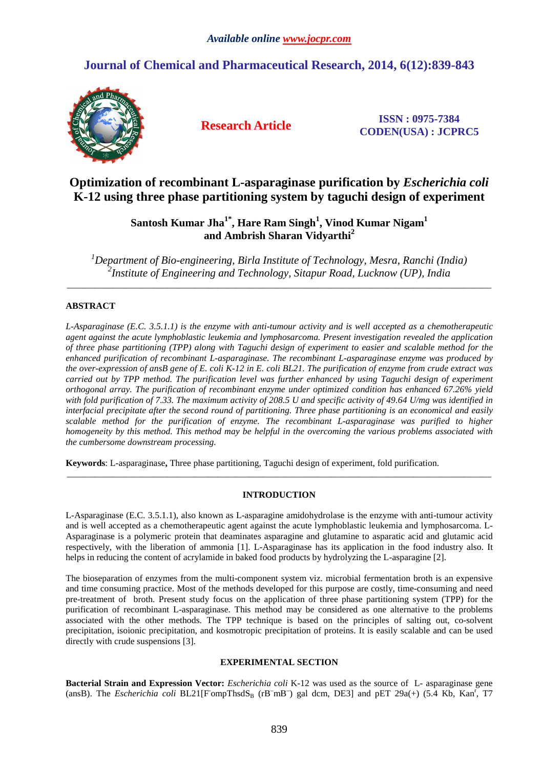Available online www.jocpr.com

# Journal of Chemical and Pharmaceutical Research, 2014, 6(12):839-843

**Research Article**

**ISSN : 0975-7384**
**CODEN(USA) : JCPRC5**

# Optimization of recombinant L-asparaginase purification by *Escherichia coli* K-12 using three phase partitioning system by taguchi design of experiment

**Santosh Kumar Jha[1*], Hare Ram Singh[1], Vinod Kumar Nigam[1] and Ambrish Sharan Vidyarthi[2]**

*[1]Department of Bio-engineering, Birla Institute of Technology, Mesra, Ranchi (India)*
*[2]Institute of Engineering and Technology, Sitapur Road, Lucknow (UP), India*

---

## ABSTRACT

*L-Asparaginase (E.C. 3.5.1.1) is the enzyme with anti-tumour activity and is well accepted as a chemotherapeutic agent against the acute lymphoblastic leukemia and lymphosarcoma. Present investigation revealed the application of three phase partitioning (TPP) along with Taguchi design of experiment to easier and scalable method for the enhanced purification of recombinant L-asparaginase. The recombinant L-asparaginase enzyme was produced by the over-expression of ansB gene of E. coli K-12 in E. coli BL21. The purification of enzyme from crude extract was carried out by TPP method. The purification level was further enhanced by using Taguchi design of experiment orthogonal array. The purification of recombinant enzyme under optimized condition has enhanced 67.26% yield with fold purification of 7.33. The maximum activity of 208.5 U and specific activity of 49.64 U/mg was identified in interfacial precipitate after the second round of partitioning. Three phase partitioning is an economical and easily scalable method for the purification of enzyme. The recombinant L-asparaginase was purified to higher homogeneity by this method. This method may be helpful in the overcoming the various problems associated with the cumbersome downstream processing.*

**Keywords**: L-asparaginase**,** Three phase partitioning, Taguchi design of experiment, fold purification.

---

## INTRODUCTION

L-Asparaginase (E.C. 3.5.1.1), also known as L-asparagine amidohydrolase is the enzyme with anti-tumour activity and is well accepted as a chemotherapeutic agent against the acute lymphoblastic leukemia and lymphosarcoma. L-Asparaginase is a polymeric protein that deaminates asparagine and glutamine to asparatic acid and glutamic acid respectively, with the liberation of ammonia [1]. L-Asparaginase has its application in the food industry also. It helps in reducing the content of acrylamide in baked food products by hydrolyzing the L-asparagine [2].

The bioseparation of enzymes from the multi-component system viz. microbial fermentation broth is an expensive and time consuming practice. Most of the methods developed for this purpose are costly, time-consuming and need pre-treatment of broth. Present study focus on the application of three phase partitioning system (TPP) for the purification of recombinant L-asparaginase. This method may be considered as one alternative to the problems associated with the other methods. The TPP technique is based on the principles of salting out, co-solvent precipitation, isoionic precipitation, and kosmotropic precipitation of proteins. It is easily scalable and can be used directly with crude suspensions [3].

## EXPERIMENTAL SECTION

**Bacterial Strain and Expression Vector:** *Escherichia coli* K-12 was used as the source of L- asparaginase gene (ansB). The *Escherichia coli* BL21[$F^-$ompThsd$S_B$ ($rB^-mB^-$) gal dcm, DE3] and pET 29a(+) (5.4 Kb, $Kan^r$, T7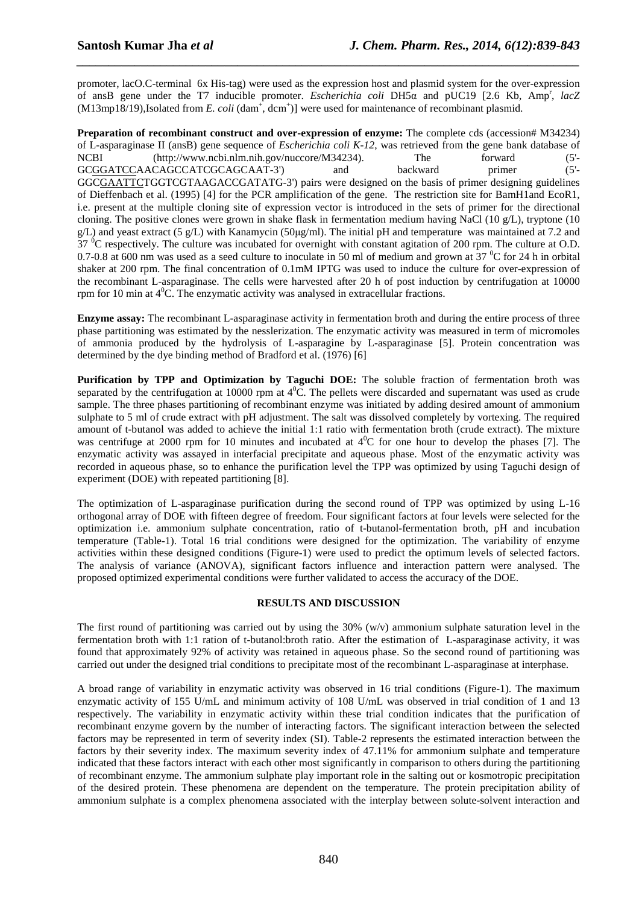promoter, lacO.C-terminal 6x His-tag) were used as the expression host and plasmid system for the over-expression of ansB gene under the T7 inducible promoter. *Escherichia coli* DH5α and pUC19 [2.6 Kb, $Amp^r$, *lacZ* (M13mp18/19),Isolated from *E. coli* ($dam^+$, $dcm^+$)] were used for maintenance of recombinant plasmid.

**Preparation of recombinant construct and over-expression of enzyme:** The complete cds (accession# M34234) of L-asparaginase II (ansB) gene sequence of *Escherichia coli K-12*, was retrieved from the gene bank database of NCBI (http://www.ncbi.nlm.nih.gov/nuccore/M34234). The forward (5'-GCGGATCCAACAGCCATCGCAGCAAT-3') and backward primer (5'-GGCGAATTCTGGTCGTAAGACCGATATG-3') pairs were designed on the basis of primer designing guidelines of Dieffenbach et al. (1995) [4] for the PCR amplification of the gene. The restriction site for BamH1and EcoR1, i.e. present at the multiple cloning site of expression vector is introduced in the sets of primer for the directional cloning. The positive clones were grown in shake flask in fermentation medium having NaCl (10 g/L), tryptone (10 g/L) and yeast extract (5 g/L) with Kanamycin (50μg/ml). The initial pH and temperature was maintained at 7.2 and 37 $^0$C respectively. The culture was incubated for overnight with constant agitation of 200 rpm. The culture at O.D. 0.7-0.8 at 600 nm was used as a seed culture to inoculate in 50 ml of medium and grown at 37 $^0$C for 24 h in orbital shaker at 200 rpm. The final concentration of 0.1mM IPTG was used to induce the culture for over-expression of the recombinant L-asparaginase. The cells were harvested after 20 h of post induction by centrifugation at 10000 rpm for 10 min at 4$^0$C. The enzymatic activity was analysed in extracellular fractions.

**Enzyme assay:** The recombinant L-asparaginase activity in fermentation broth and during the entire process of three phase partitioning was estimated by the nesslerization. The enzymatic activity was measured in term of micromoles of ammonia produced by the hydrolysis of L-asparagine by L-asparaginase [5]. Protein concentration was determined by the dye binding method of Bradford et al. (1976) [6]

**Purification by TPP and Optimization by Taguchi DOE:** The soluble fraction of fermentation broth was separated by the centrifugation at 10000 rpm at 4$^0$C. The pellets were discarded and supernatant was used as crude sample. The three phases partitioning of recombinant enzyme was initiated by adding desired amount of ammonium sulphate to 5 ml of crude extract with pH adjustment. The salt was dissolved completely by vortexing. The required amount of t-butanol was added to achieve the initial 1:1 ratio with fermentation broth (crude extract). The mixture was centrifuge at 2000 rpm for 10 minutes and incubated at 4$^0$C for one hour to develop the phases [7]. The enzymatic activity was assayed in interfacial precipitate and aqueous phase. Most of the enzymatic activity was recorded in aqueous phase, so to enhance the purification level the TPP was optimized by using Taguchi design of experiment (DOE) with repeated partitioning [8].

The optimization of L-asparaginase purification during the second round of TPP was optimized by using L-16 orthogonal array of DOE with fifteen degree of freedom. Four significant factors at four levels were selected for the optimization i.e. ammonium sulphate concentration, ratio of t-butanol-fermentation broth, pH and incubation temperature (Table-1). Total 16 trial conditions were designed for the optimization. The variability of enzyme activities within these designed conditions (Figure-1) were used to predict the optimum levels of selected factors. The analysis of variance (ANOVA), significant factors influence and interaction pattern were analysed. The proposed optimized experimental conditions were further validated to access the accuracy of the DOE.

## RESULTS AND DISCUSSION

The first round of partitioning was carried out by using the 30% (w/v) ammonium sulphate saturation level in the fermentation broth with 1:1 ration of t-butanol:broth ratio. After the estimation of L-asparaginase activity, it was found that approximately 92% of activity was retained in aqueous phase. So the second round of partitioning was carried out under the designed trial conditions to precipitate most of the recombinant L-asparaginase at interphase.

A broad range of variability in enzymatic activity was observed in 16 trial conditions (Figure-1). The maximum enzymatic activity of 155 U/mL and minimum activity of 108 U/mL was observed in trial condition of 1 and 13 respectively. The variability in enzymatic activity within these trial condition indicates that the purification of recombinant enzyme govern by the number of interacting factors. The significant interaction between the selected factors may be represented in term of severity index (SI). Table-2 represents the estimated interaction between the factors by their severity index. The maximum severity index of 47.11% for ammonium sulphate and temperature indicated that these factors interact with each other most significantly in comparison to others during the partitioning of recombinant enzyme. The ammonium sulphate play important role in the salting out or kosmotropic precipitation of the desired protein. These phenomena are dependent on the temperature. The protein precipitation ability of ammonium sulphate is a complex phenomena associated with the interplay between solute-solvent interaction and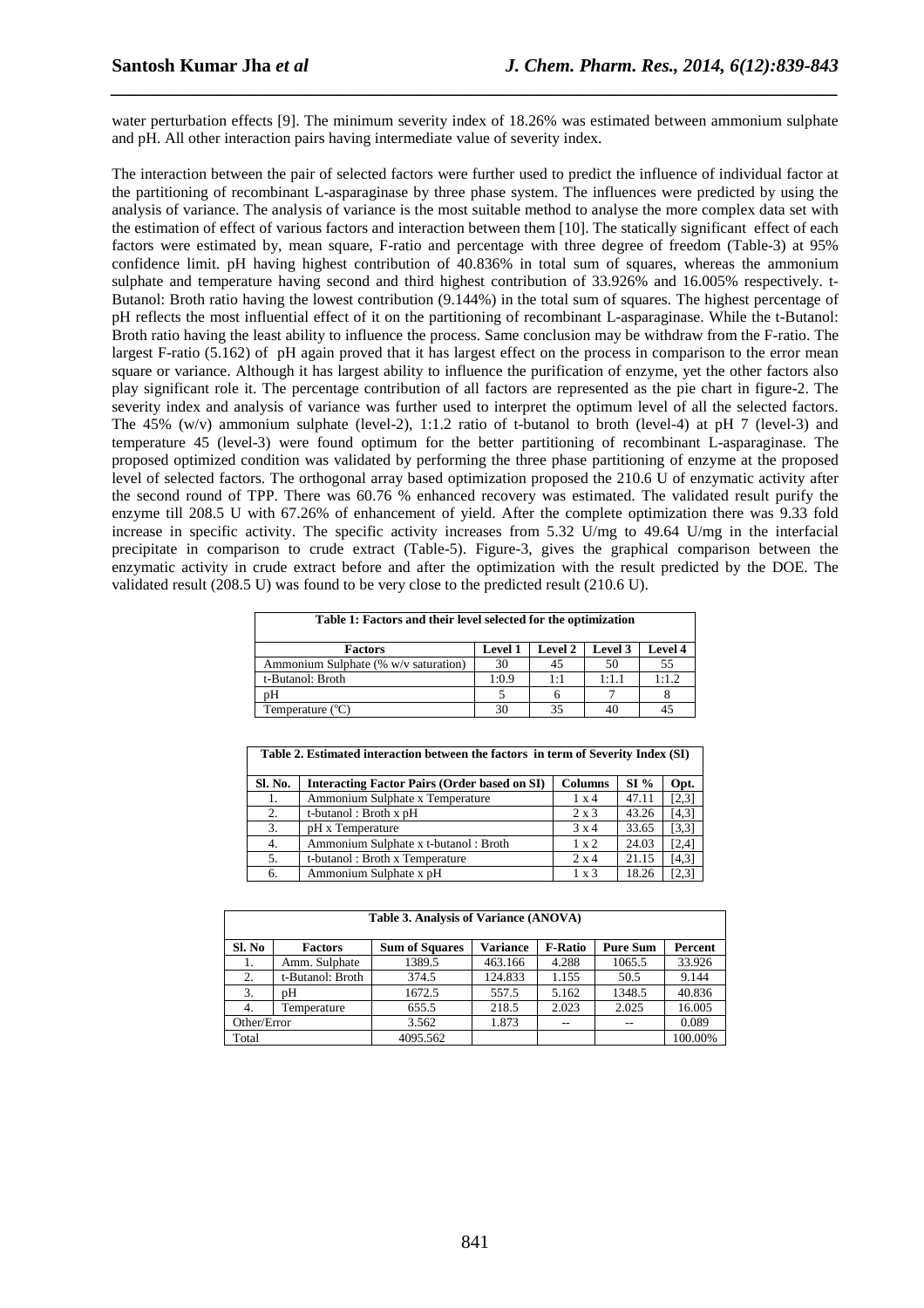water perturbation effects [9]. The minimum severity index of 18.26% was estimated between ammonium sulphate and pH. All other interaction pairs having intermediate value of severity index.

The interaction between the pair of selected factors were further used to predict the influence of individual factor at the partitioning of recombinant L-asparaginase by three phase system. The influences were predicted by using the analysis of variance. The analysis of variance is the most suitable method to analyse the more complex data set with the estimation of effect of various factors and interaction between them [10]. The statically significant effect of each factors were estimated by, mean square, F-ratio and percentage with three degree of freedom (Table-3) at 95% confidence limit. pH having highest contribution of 40.836% in total sum of squares, whereas the ammonium sulphate and temperature having second and third highest contribution of 33.926% and 16.005% respectively. t-Butanol: Broth ratio having the lowest contribution (9.144%) in the total sum of squares. The highest percentage of pH reflects the most influential effect of it on the partitioning of recombinant L-asparaginase. While the t-Butanol: Broth ratio having the least ability to influence the process. Same conclusion may be withdraw from the F-ratio. The largest F-ratio (5.162) of pH again proved that it has largest effect on the process in comparison to the error mean square or variance. Although it has largest ability to influence the purification of enzyme, yet the other factors also play significant role it. The percentage contribution of all factors are represented as the pie chart in figure-2. The severity index and analysis of variance was further used to interpret the optimum level of all the selected factors. The 45% (w/v) ammonium sulphate (level-2), 1:1.2 ratio of t-butanol to broth (level-4) at pH 7 (level-3) and temperature 45 (level-3) were found optimum for the better partitioning of recombinant L-asparaginase. The proposed optimized condition was validated by performing the three phase partitioning of enzyme at the proposed level of selected factors. The orthogonal array based optimization proposed the 210.6 U of enzymatic activity after the second round of TPP. There was 60.76 % enhanced recovery was estimated. The validated result purify the enzyme till 208.5 U with 67.26% of enhancement of yield. After the complete optimization there was 9.33 fold increase in specific activity. The specific activity increases from 5.32 U/mg to 49.64 U/mg in the interfacial precipitate in comparison to crude extract (Table-5). Figure-3, gives the graphical comparison between the enzymatic activity in crude extract before and after the optimization with the result predicted by the DOE. The validated result (208.5 U) was found to be very close to the predicted result (210.6 U).

**Table 1: Factors and their level selected for the optimization**

| Factors | Level 1 | Level 2 | Level 3 | Level 4 |
|---|---|---|---|---|
| Ammonium Sulphate (% w/v saturation) | 30 | 45 | 50 | 55 |
| t-Butanol: Broth | 1:0.9 | 1:1 | 1:1.1 | 1:1.2 |
| pH | 5 | 6 | 7 | 8 |
| Temperature (°C) | 30 | 35 | 40 | 45 |

**Table 2. Estimated interaction between the factors in term of Severity Index (SI)**

| Sl. No. | Interacting Factor Pairs (Order based on SI) | Columns | SI % | Opt. |
|---|---|---|---|---|
| 1. | Ammonium Sulphate x Temperature | 1 x 4 | 47.11 | [2,3] |
| 2. | t-butanol : Broth x pH | 2 x 3 | 43.26 | [4,3] |
| 3. | pH x Temperature | 3 x 4 | 33.65 | [3,3] |
| 4. | Ammonium Sulphate x t-butanol : Broth | 1 x 2 | 24.03 | [2,4] |
| 5. | t-butanol : Broth x Temperature | 2 x 4 | 21.15 | [4,3] |
| 6. | Ammonium Sulphate x pH | 1 x 3 | 18.26 | [2,3] |

**Table 3. Analysis of Variance (ANOVA)**

| Sl. No | Factors | Sum of Squares | Variance | F-Ratio | Pure Sum | Percent |
|---|---|---|---|---|---|---|
| 1. | Amm. Sulphate | 1389.5 | 463.166 | 4.288 | 1065.5 | 33.926 |
| 2. | t-Butanol: Broth | 374.5 | 124.833 | 1.155 | 50.5 | 9.144 |
| 3. | pH | 1672.5 | 557.5 | 5.162 | 1348.5 | 40.836 |
| 4. | Temperature | 655.5 | 218.5 | 2.023 | 2.025 | 16.005 |
| Other/Error | | 3.562 | 1.873 | -- | -- | 0.089 |
| Total | | 4095.562 | | | | 100.00% |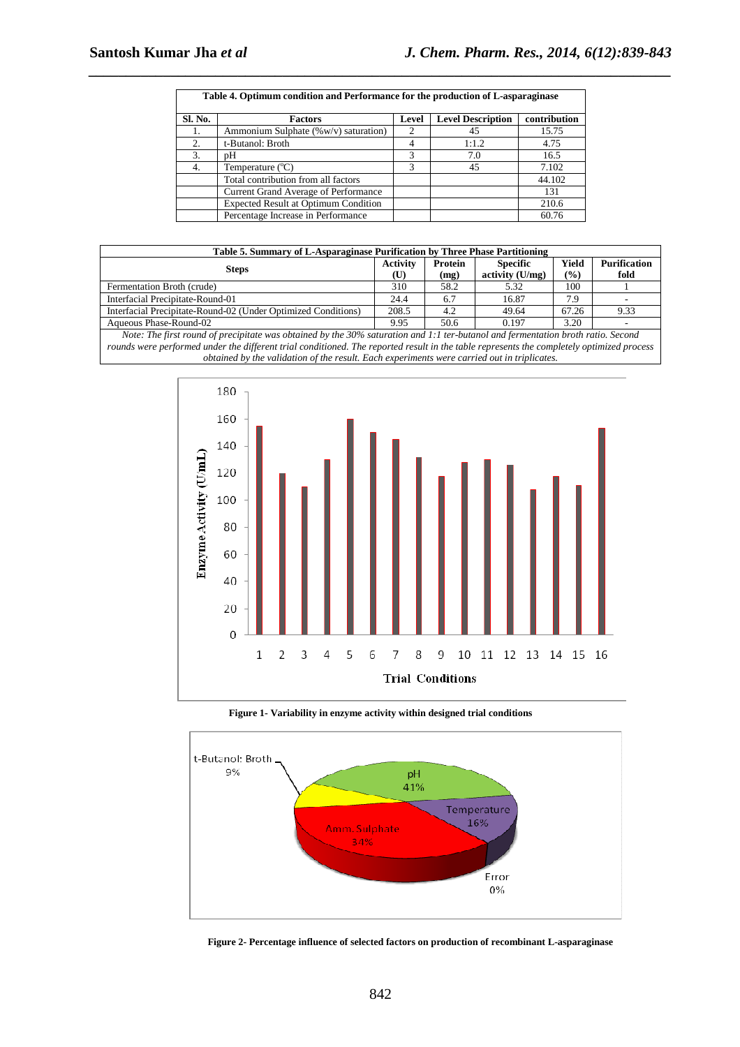**Table 4. Optimum condition and Performance for the production of L-asparaginase**

| Sl. No. | Factors | Level | Level Description | contribution |
|---|---|---|---|---|
| 1. | Ammonium Sulphate (%w/v) saturation) | 2 | 45 | 15.75 |
| 2. | t-Butanol: Broth | 4 | 1:1.2 | 4.75 |
| 3. | pH | 3 | 7.0 | 16.5 |
| 4. | Temperature (°C) | 3 | 45 | 7.102 |
| | Total contribution from all factors | | | 44.102 |
| | Current Grand Average of Performance | | | 131 |
| | Expected Result at Optimum Condition | | | 210.6 |
| | Percentage Increase in Performance | | | 60.76 |

**Table 5. Summary of L-Asparaginase Purification by Three Phase Partitioning**

| Steps | Activity (U) | Protein (mg) | Specific activity (U/mg) | Yield (%) | Purification fold |
|---|---|---|---|---|---|
| Fermentation Broth (crude) | 310 | 58.2 | 5.32 | 100 | 1 |
| Interfacial Precipitate-Round-01 | 24.4 | 6.7 | 16.87 | 7.9 | - |
| Interfacial Precipitate-Round-02 (Under Optimized Conditions) | 208.5 | 4.2 | 49.64 | 67.26 | 9.33 |
| Aqueous Phase-Round-02 | 9.95 | 50.6 | 0.197 | 3.20 | - |

*Note: The first round of precipitate was obtained by the 30% saturation and 1:1 ter-butanol and fermentation broth ratio. Second rounds were performed under the different trial conditioned. The reported result in the table represents the completely optimized process obtained by the validation of the result. Each experiments were carried out in triplicates.*

**Figure 1- Variability in enzyme activity within designed trial conditions**

**Figure 2- Percentage influence of selected factors on production of recombinant L-asparaginase**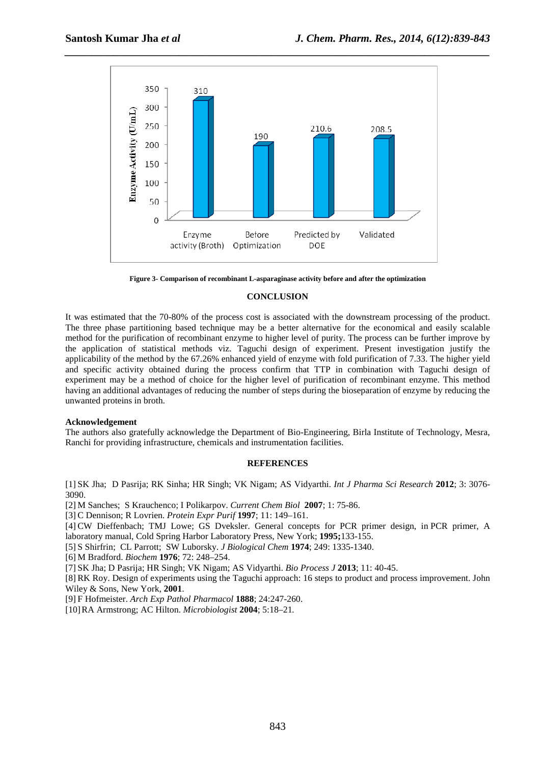350
300
250
200
150
100
50
0

Enzyme Activity (U/mL)

310
190
210.6
208.5

Enzyme activity (Broth)
Before Optimization
Predicted by DOE
Validated

**Figure 3- Comparison of recombinant L-asparaginase activity before and after the optimization**

## CONCLUSION

It was estimated that the 70-80% of the process cost is associated with the downstream processing of the product. The three phase partitioning based technique may be a better alternative for the economical and easily scalable method for the purification of recombinant enzyme to higher level of purity. The process can be further improve by the application of statistical methods viz. Taguchi design of experiment. Present investigation justify the applicability of the method by the 67.26% enhanced yield of enzyme with fold purification of 7.33. The higher yield and specific activity obtained during the process confirm that TTP in combination with Taguchi design of experiment may be a method of choice for the higher level of purification of recombinant enzyme. This method having an additional advantages of reducing the number of steps during the bioseparation of enzyme by reducing the unwanted proteins in broth.

### Acknowledgement

The authors also gratefully acknowledge the Department of Bio-Engineering, Birla Institute of Technology, Mesra, Ranchi for providing infrastructure, chemicals and instrumentation facilities.

## REFERENCES

[1] SK Jha; D Pasrija; RK Sinha; HR Singh; VK Nigam; AS Vidyarthi. *Int J Pharma Sci Research* **2012**; 3: 3076-3090.

[2] M Sanches; S Krauchenco; I Polikarpov. *Current Chem Biol* **2007**; 1: 75-86.

[3] C Dennison; R Lovrien. *Protein Expr Purif* **1997**; 11: 149–161.

[4] CW Dieffenbach; TMJ Lowe; GS Dveksler. General concepts for PCR primer design, in PCR primer, A laboratory manual, Cold Spring Harbor Laboratory Press, New York; **1995;**133-155.

[5] S Shirfrin; CL Parrott; SW Luborsky. *J Biological Chem* **1974**; 249: 1335-1340.

[6] M Bradford. *Biochem* **1976**; 72: 248–254.

[7] SK Jha; D Pasrija; HR Singh; VK Nigam; AS Vidyarthi. *Bio Process J* **2013**; 11: 40-45.

[8] RK Roy. Design of experiments using the Taguchi approach: 16 steps to product and process improvement. John Wiley & Sons, New York, **2001**.

[9] F Hofmeister. *Arch Exp Pathol Pharmacol* **1888**; 24:247-260.

[10] RA Armstrong; AC Hilton. *Microbiologist* **2004**; 5:18–21.